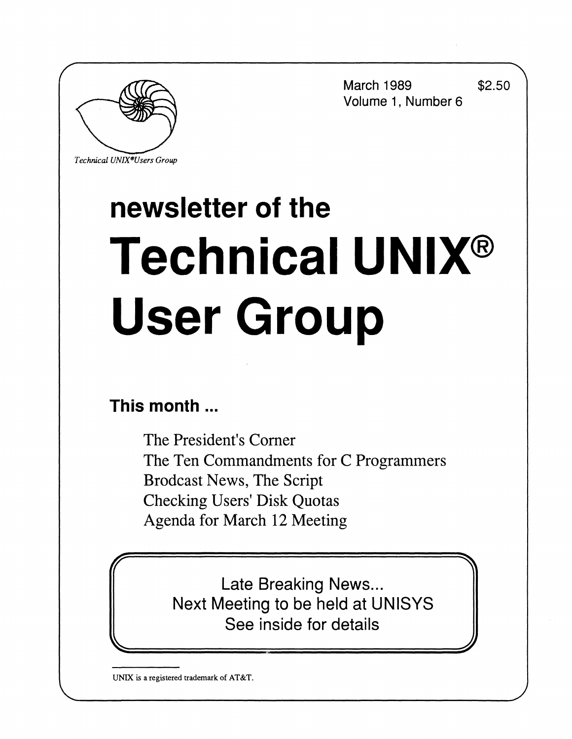*Technical UNIX®Users Group*

March 1989 $2.50
Volume 1, Number 6

# newsletter of the

# Technical UNIX® User Group

## This month ...

The President's Corner
The Ten Commandments for C Programmers
Brodcast News, The Script
Checking Users' Disk Quotas
Agenda for March 12 Meeting

> Late Breaking News...
> Next Meeting to be held at UNISYS
> See inside for details

UNIX is a registered trademark of AT&T.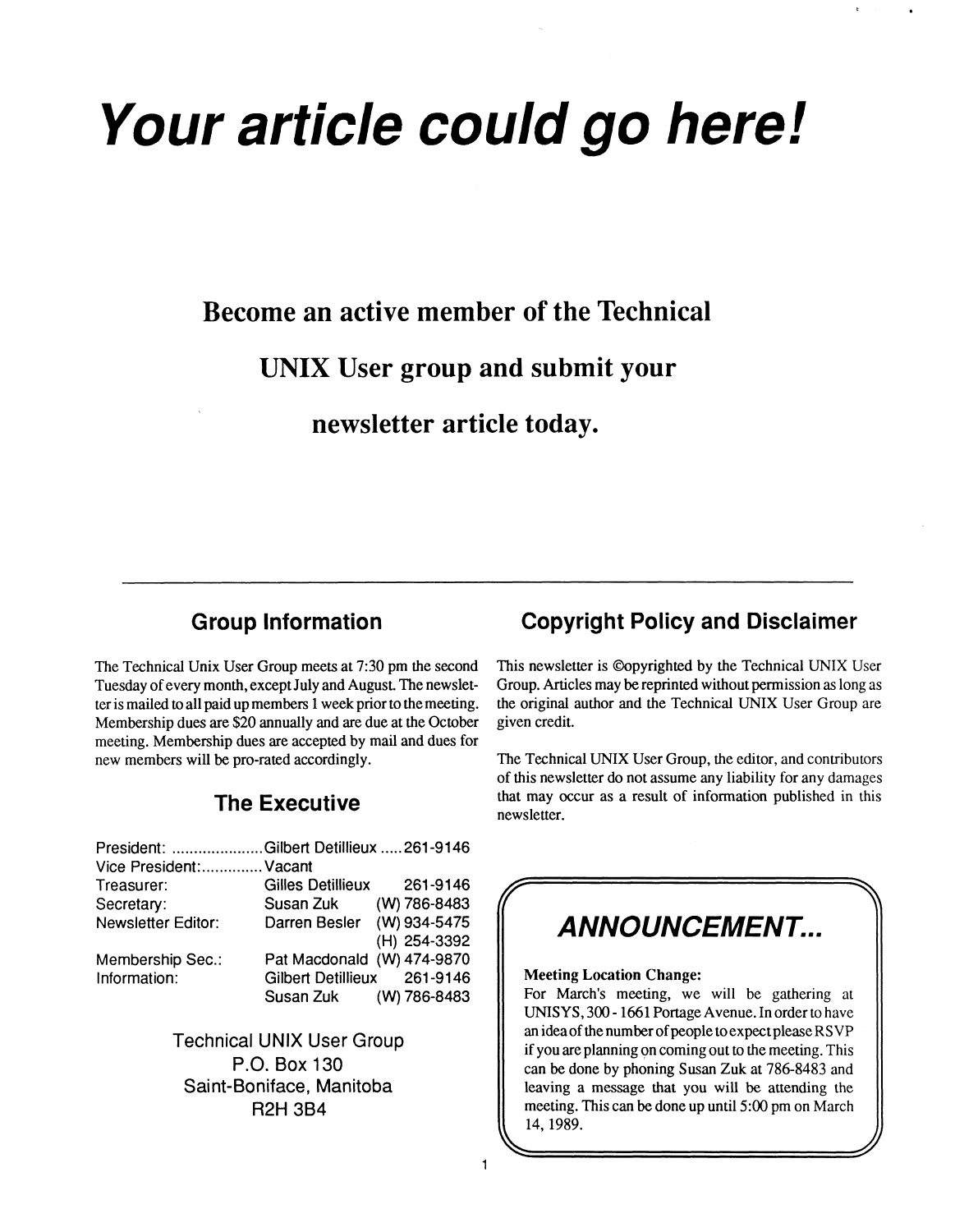# *Your article could go here!*

**Become an active member of the Technical UNIX User group and submit your newsletter article today.**

---

## Group Information

The Technical Unix User Group meets at 7:30 pm the second Tuesday of every month, except July and August. The newsletter is mailed to all paid up members 1 week prior to the meeting. Membership dues are $20 annually and are due at the October meeting. Membership dues are accepted by mail and dues for new members will be pro-rated accordingly.

## The Executive

| | | |
|---|---|---|
| President: | Gilbert Detillieux | 261-9146 |
| Vice President: | Vacant | |
| Treasurer: | Gilles Detillieux | 261-9146 |
| Secretary: | Susan Zuk | (W) 786-8483 |
| Newsletter Editor: | Darren Besler | (W) 934-5475 |
| | | (H) 254-3392 |
| Membership Sec.: | Pat Macdonald | (W) 474-9870 |
| Information: | Gilbert Detillieux | 261-9146 |
| | Susan Zuk | (W) 786-8483 |

Technical UNIX User Group
P.O. Box 130
Saint-Boniface, Manitoba
R2H 3B4

## Copyright Policy and Disclaimer

This newsletter is ©opyrighted by the Technical UNIX User Group. Articles may be reprinted without permission as long as the original author and the Technical UNIX User Group are given credit.

The Technical UNIX User Group, the editor, and contributors of this newsletter do not assume any liability for any damages that may occur as a result of information published in this newsletter.

## *ANNOUNCEMENT...*

**Meeting Location Change:**
For March's meeting, we will be gathering at UNISYS, 300 - 1661 Portage Avenue. In order to have an idea of the number of people to expect please RSVP if you are planning on coming out to the meeting. This can be done by phoning Susan Zuk at 786-8483 and leaving a message that you will be attending the meeting. This can be done up until 5:00 pm on March 14, 1989.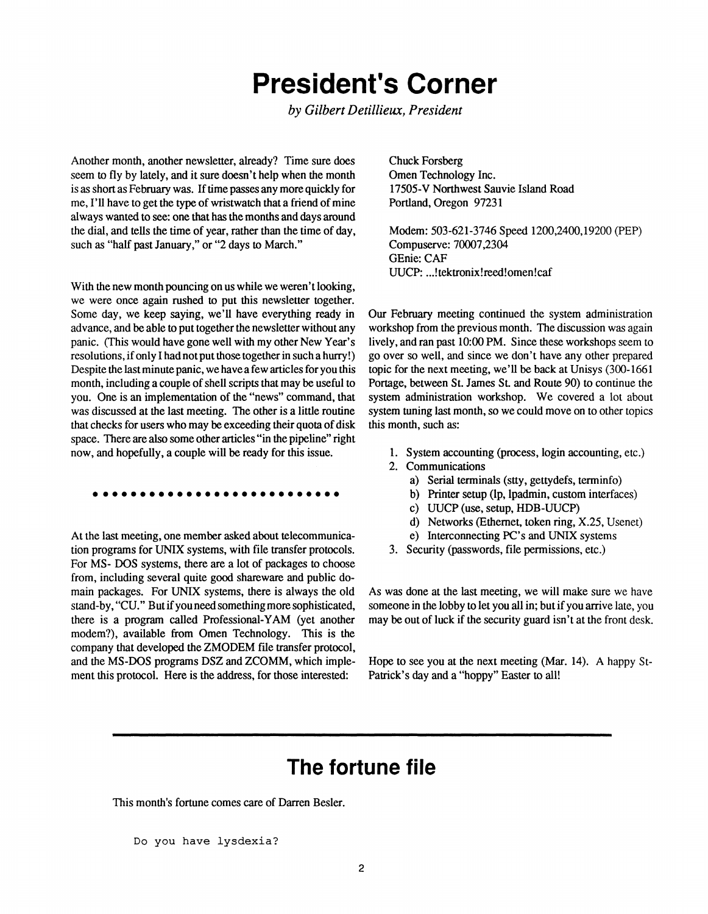# President's Corner

*by Gilbert Detillieux, President*

Another month, another newsletter, already? Time sure does seem to fly by lately, and it sure doesn't help when the month is as short as February was. If time passes any more quickly for me, I'll have to get the type of wristwatch that a friend of mine always wanted to see: one that has the months and days around the dial, and tells the time of year, rather than the time of day, such as "half past January," or "2 days to March."

With the new month pouncing on us while we weren't looking, we were once again rushed to put this newsletter together. Some day, we keep saying, we'll have everything ready in advance, and be able to put together the newsletter without any panic. (This would have gone well with my other New Year's resolutions, if only I had not put those together in such a hurry!) Despite the last minute panic, we have a few articles for you this month, including a couple of shell scripts that may be useful to you. One is an implementation of the "news" command, that was discussed at the last meeting. The other is a little routine that checks for users who may be exceeding their quota of disk space. There are also some other articles "in the pipeline" right now, and hopefully, a couple will be ready for this issue.

• • • • • • • • • • • • • • • • • • • • • • • • • •

At the last meeting, one member asked about telecommunication programs for UNIX systems, with file transfer protocols. For MS- DOS systems, there are a lot of packages to choose from, including several quite good shareware and public domain packages. For UNIX systems, there is always the old stand-by, "CU." But if you need something more sophisticated, there is a program called Professional-YAM (yet another modem?), available from Omen Technology. This is the company that developed the ZMODEM file transfer protocol, and the MS-DOS programs DSZ and ZCOMM, which implement this protocol. Here is the address, for those interested:

Chuck Forsberg
Omen Technology Inc.
17505-V Northwest Sauvie Island Road
Portland, Oregon 97231

Modem: 503-621-3746 Speed 1200,2400,19200 (PEP)
Compuserve: 70007,2304
GEnie: CAF
UUCP: ...!tektronix!reed!omen!caf

Our February meeting continued the system administration workshop from the previous month. The discussion was again lively, and ran past 10:00 PM. Since these workshops seem to go over so well, and since we don't have any other prepared topic for the next meeting, we'll be back at Unisys (300-1661 Portage, between St. James St. and Route 90) to continue the system administration workshop. We covered a lot about system tuning last month, so we could move on to other topics this month, such as:

1. System accounting (process, login accounting, etc.)
2. Communications
   a) Serial terminals (stty, gettydefs, terminfo)
   b) Printer setup (lp, lpadmin, custom interfaces)
   c) UUCP (use, setup, HDB-UUCP)
   d) Networks (Ethernet, token ring, X.25, Usenet)
   e) Interconnecting PC's and UNIX systems
3. Security (passwords, file permissions, etc.)

As was done at the last meeting, we will make sure we have someone in the lobby to let you all in; but if you arrive late, you may be out of luck if the security guard isn't at the front desk.

Hope to see you at the next meeting (Mar. 14). A happy St-Patrick's day and a "hoppy" Easter to all!

---

# The fortune file

This month's fortune comes care of Darren Besler.

```
Do you have lysdexia?
```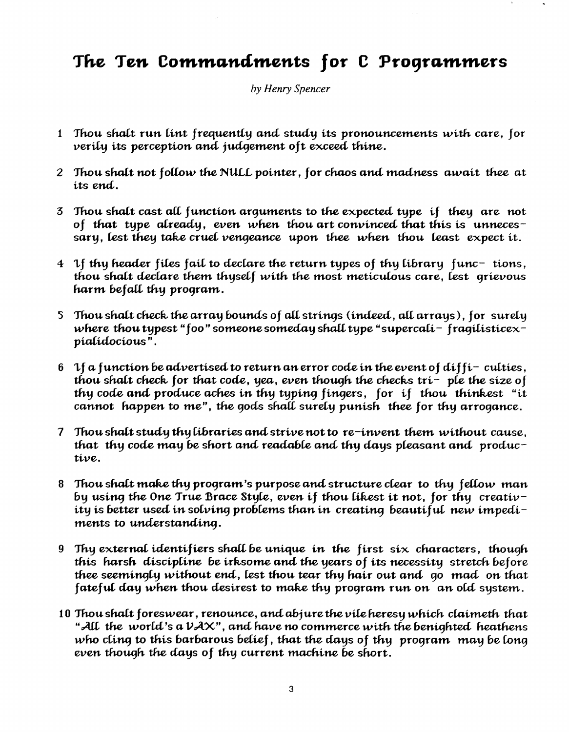# The Ten Commandments for C Programmers

*by Henry Spencer*

1. Thou shalt run lint frequently and study its pronouncements with care, for verily its perception and judgement oft exceed thine.

2. Thou shalt not follow the NULL pointer, for chaos and madness await thee at its end.

3. Thou shalt cast all function arguments to the expected type if they are not of that type already, even when thou art convinced that this is unnecessary, lest they take cruel vengeance upon thee when thou least expect it.

4. If thy header files fail to declare the return types of thy library functions, thou shalt declare them thyself with the most meticulous care, lest grievous harm befall thy program.

5. Thou shalt check the array bounds of all strings (indeed, all arrays), for surely where thou typest "foo" someone someday shall type "supercalifragilisticexpialidocious".

6. If a function be advertised to return an error code in the event of difficulties, thou shalt check for that code, yea, even though the checks triple the size of thy code and produce aches in thy typing fingers, for if thou thinkest "it cannot happen to me", the gods shall surely punish thee for thy arrogance.

7. Thou shalt study thy libraries and strive not to re-invent them without cause, that thy code may be short and readable and thy days pleasant and productive.

8. Thou shalt make thy program's purpose and structure clear to thy fellow man by using the One True Brace Style, even if thou likest it not, for thy creativity is better used in solving problems than in creating beautiful new impediments to understanding.

9. Thy external identifiers shall be unique in the first six characters, though this harsh discipline be irksome and the years of its necessity stretch before thee seemingly without end, lest thou tear thy hair out and go mad on that fateful day when thou desirest to make thy program run on an old system.

10. Thou shalt foreswear, renounce, and abjure the vile heresy which claimeth that "All the world's a VAX", and have no commerce with the benighted heathens who cling to this barbarous belief, that the days of thy program may be long even though the days of thy current machine be short.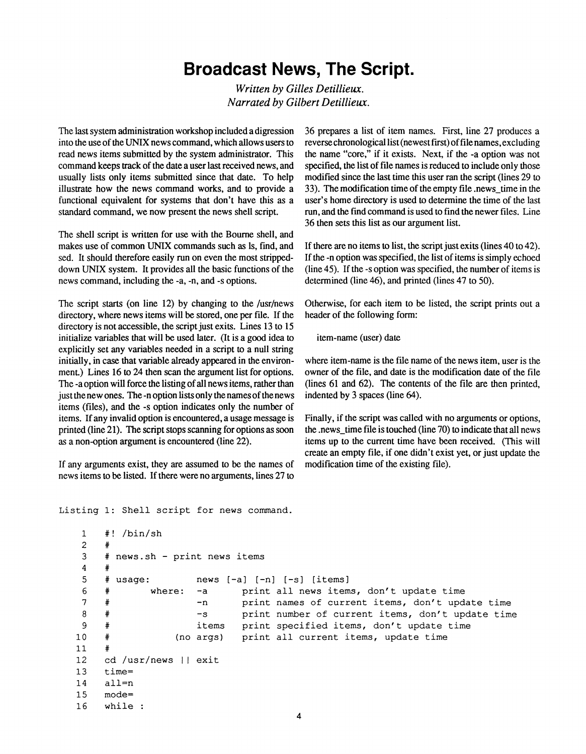# Broadcast News, The Script.

*Written by Gilles Detillieux.*
*Narrated by Gilbert Detillieux.*

The last system administration workshop included a digression into the use of the UNIX news command, which allows users to read news items submitted by the system administrator. This command keeps track of the date a user last received news, and usually lists only items submitted since that date. To help illustrate how the news command works, and to provide a functional equivalent for systems that don't have this as a standard command, we now present the news shell script.

The shell script is written for use with the Bourne shell, and makes use of common UNIX commands such as ls, find, and sed. It should therefore easily run on even the most stripped-down UNIX system. It provides all the basic functions of the news command, including the -a, -n, and -s options.

The script starts (on line 12) by changing to the /usr/news directory, where news items will be stored, one per file. If the directory is not accessible, the script just exits. Lines 13 to 15 initialize variables that will be used later. (It is a good idea to explicitly set any variables needed in a script to a null string initially, in case that variable already appeared in the environment.) Lines 16 to 24 then scan the argument list for options. The -a option will force the listing of all news items, rather than just the new ones. The -n option lists only the names of the news items (files), and the -s option indicates only the number of items. If any invalid option is encountered, a usage message is printed (line 21). The script stops scanning for options as soon as a non-option argument is encountered (line 22).

If any arguments exist, they are assumed to be the names of news items to be listed. If there were no arguments, lines 27 to 36 prepares a list of item names. First, line 27 produces a reverse chronological list (newest first) of file names, excluding the name "core," if it exists. Next, if the -a option was not specified, the list of file names is reduced to include only those modified since the last time this user ran the script (lines 29 to 33). The modification time of the empty file .news_time in the user's home directory is used to determine the time of the last run, and the find command is used to find the newer files. Line 36 then sets this list as our argument list.

If there are no items to list, the script just exits (lines 40 to 42). If the -n option was specified, the list of items is simply echoed (line 45). If the -s option was specified, the number of items is determined (line 46), and printed (lines 47 to 50).

Otherwise, for each item to be listed, the script prints out a header of the following form:

    item-name (user) date

where item-name is the file name of the news item, user is the owner of the file, and date is the modification date of the file (lines 61 and 62). The contents of the file are then printed, indented by 3 spaces (line 64).

Finally, if the script was called with no arguments or options, the .news_time file is touched (line 70) to indicate that all news items up to the current time have been received. (This will create an empty file, if one didn't exist yet, or just update the modification time of the existing file).

Listing 1: Shell script for news command.

```
  1   #! /bin/sh
  2   #
  3   # news.sh - print news items
  4   #
  5   # usage:        news [-a] [-n] [-s] [items]
  6   #       where:  -a      print all news items, don't update time
  7   #               -n      print names of current items, don't update time
  8   #               -s      print number of current items, don't update time
  9   #               items   print specified items, don't update time
 10   #           (no args)   print all current items, update time
 11   #
 12   cd /usr/news || exit
 13   time=
 14   all=n
 15   mode=
 16   while :
```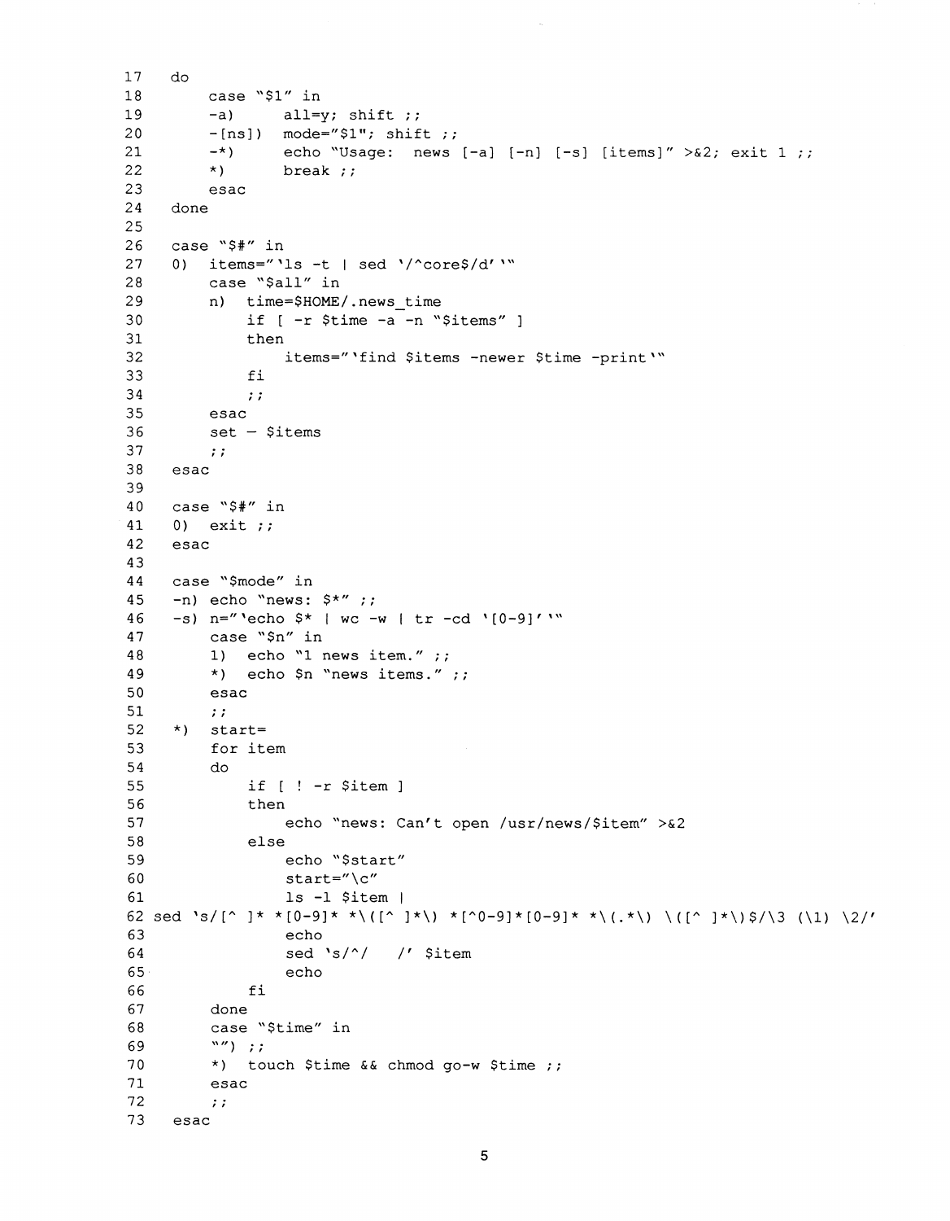```
17   do
18       case "$1" in
19       -a)     all=y; shift ;;
20       -[ns])  mode="$1"; shift ;;
21       -*)     echo "Usage:  news [-a] [-n] [-s] [items]" >&2; exit 1 ;;
22       *)      break ;;
23       esac
24   done
25
26   case "$#" in
27   0)  items="`ls -t | sed '/^core$/d'`"
28       case "$all" in
29       n)  time=$HOME/.news_time
30           if [ -r $time -a -n "$items" ]
31           then
32               items="`find $items -newer $time -print`"
33           fi
34           ;;
35       esac
36       set — $items
37       ;;
38   esac
39
40   case "$#" in
41   0)  exit ;;
42   esac
43
44   case "$mode" in
45   -n) echo "news: $*" ;;
46   -s) n="`echo $* | wc -w | tr -cd '[0-9]'`"
47       case "$n" in
48       1)  echo "1 news item." ;;
49       *)  echo $n "news items." ;;
50       esac
51       ;;
52   *)  start=
53       for item
54       do
55           if [ ! -r $item ]
56           then
57               echo "news: Can't open /usr/news/$item" >&2
58           else
59               echo "$start"
60               start="\c"
61               ls -l $item |
62   sed 's/[^ ]* *[0-9]* *\([^ ]*\) *[^0-9]*[0-9]* *\(.*\) \([^ ]*\)$/\3 (\1) \2/'
63               echo
64               sed 's/^/    /' $item
65               echo
66           fi
67       done
68       case "$time" in
69       "") ;;
70       *)  touch $time && chmod go-w $time ;;
71       esac
72       ;;
73   esac
```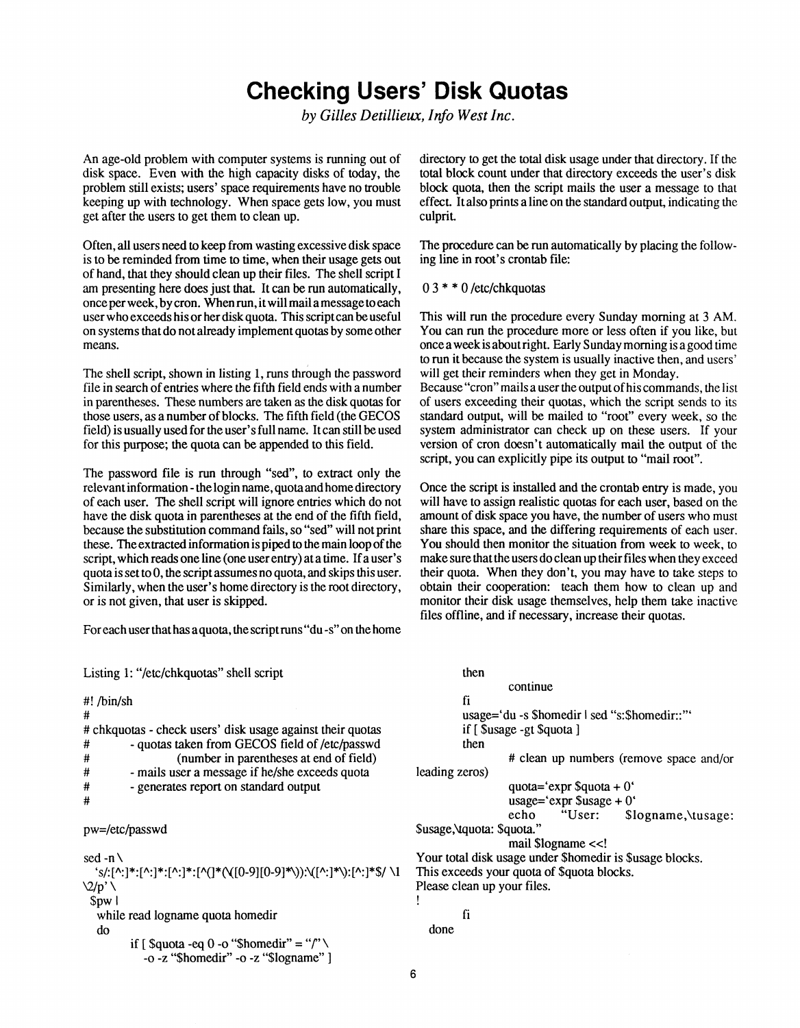# Checking Users' Disk Quotas

*by Gilles Detillieux, Info West Inc.*

An age-old problem with computer systems is running out of disk space. Even with the high capacity disks of today, the problem still exists; users' space requirements have no trouble keeping up with technology. When space gets low, you must get after the users to get them to clean up.

Often, all users need to keep from wasting excessive disk space is to be reminded from time to time, when their usage gets out of hand, that they should clean up their files. The shell script I am presenting here does just that. It can be run automatically, once per week, by cron. When run, it will mail a message to each user who exceeds his or her disk quota. This script can be useful on systems that do not already implement quotas by some other means.

The shell script, shown in listing 1, runs through the password file in search of entries where the fifth field ends with a number in parentheses. These numbers are taken as the disk quotas for those users, as a number of blocks. The fifth field (the GECOS field) is usually used for the user's full name. It can still be used for this purpose; the quota can be appended to this field.

The password file is run through "sed", to extract only the relevant information - the login name, quota and home directory of each user. The shell script will ignore entries which do not have the disk quota in parentheses at the end of the fifth field, because the substitution command fails, so "sed" will not print these. The extracted information is piped to the main loop of the script, which reads one line (one user entry) at a time. If a user's quota is set to 0, the script assumes no quota, and skips this user. Similarly, when the user's home directory is the root directory, or is not given, that user is skipped.

For each user that has a quota, the script runs "du -s" on the home directory to get the total disk usage under that directory. If the total block count under that directory exceeds the user's disk block quota, then the script mails the user a message to that effect. It also prints a line on the standard output, indicating the culprit.

The procedure can be run automatically by placing the following line in root's crontab file:

0 3 * * 0 /etc/chkquotas

This will run the procedure every Sunday morning at 3 AM. You can run the procedure more or less often if you like, but once a week is about right. Early Sunday morning is a good time to run it because the system is usually inactive then, and users' will get their reminders when they get in Monday.

Because "cron" mails a user the output of his commands, the list of users exceeding their quotas, which the script sends to its standard output, will be mailed to "root" every week, so the system administrator can check up on these users. If your version of cron doesn't automatically mail the output of the script, you can explicitly pipe its output to "mail root".

Once the script is installed and the crontab entry is made, you will have to assign realistic quotas for each user, based on the amount of disk space you have, the number of users who must share this space, and the differing requirements of each user. You should then monitor the situation from week to week, to make sure that the users do clean up their files when they exceed their quota. When they don't, you may have to take steps to obtain their cooperation: teach them how to clean up and monitor their disk usage themselves, help them take inactive files offline, and if necessary, increase their quotas.

Listing 1: "/etc/chkquotas" shell script

```
#! /bin/sh
#
# chkquotas - check users' disk usage against their quotas
#       - quotas taken from GECOS field of /etc/passwd
#               (number in parentheses at end of field)
#       - mails user a message if he/she exceeds quota
#       - generates report on standard output
#

pw=/etc/passwd

sed -n \
  's/:[^:]*:[^:]*:[^:]*:[^(]*(\([0-9][0-9]*\)):\([^:]*\):[^:]*$/ \1 \2/p' \
  $pw |
  while read logname quota homedir
  do
        if [ $quota -eq 0 -o "$homedir" = "/" \
           -o -z "$homedir" -o -z "$logname" ]
        then
                continue
        fi
        usage=`du -s $homedir | sed "s:$homedir::"`
        if [ $usage -gt $quota ]
        then
                # clean up numbers (remove space and/or leading zeros)
                quota=`expr $quota + 0`
                usage=`expr $usage + 0`
                echo "User: $logname,\tusage: $usage,\tquota: $quota."
                mail $logname <<!
Your total disk usage under $homedir is $usage blocks.
This exceeds your quota of $quota blocks.
Please clean up your files.
!
        fi
  done
```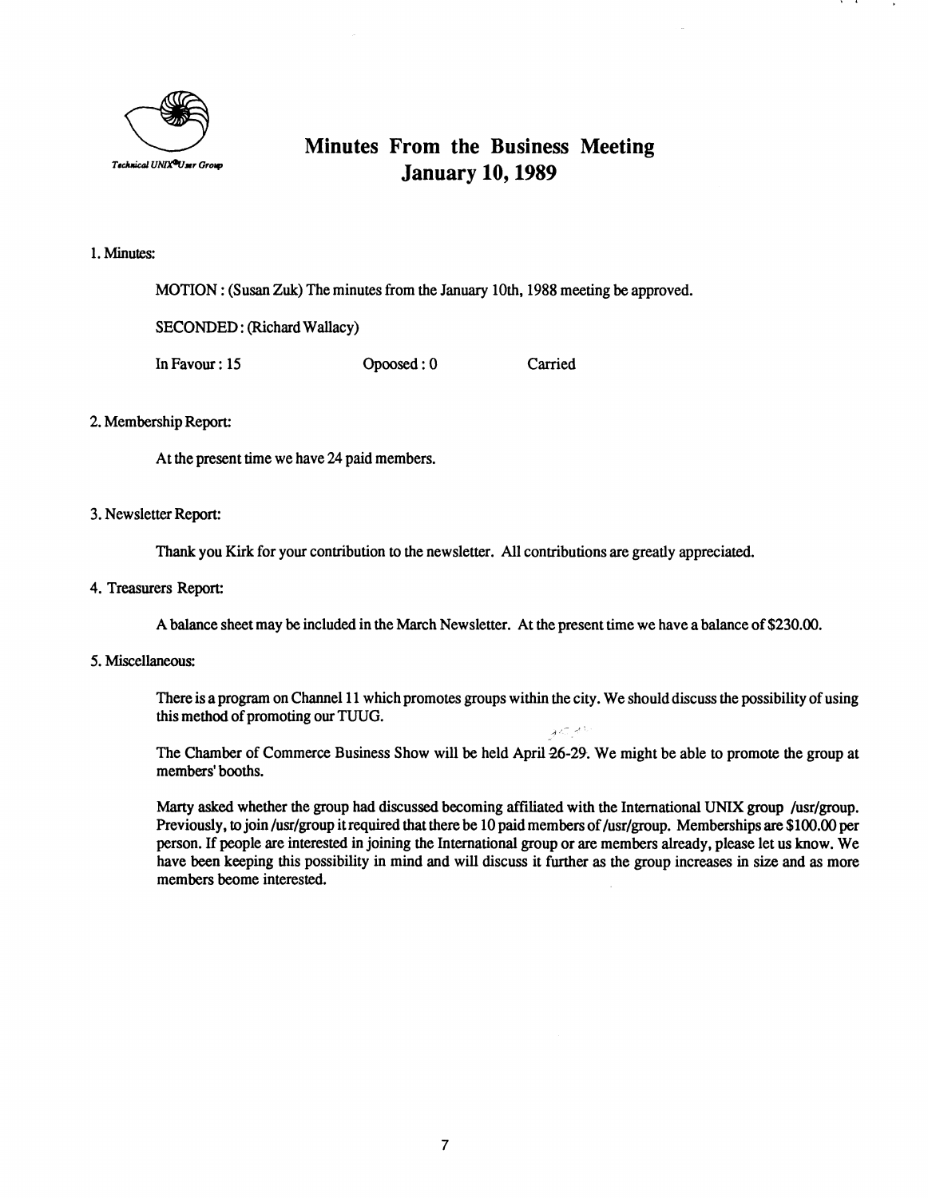Technical UNIX®User Group

# Minutes From the Business Meeting January 10, 1989

1. Minutes:

MOTION : (Susan Zuk) The minutes from the January 10th, 1988 meeting be approved.

SECONDED : (Richard Wallacy)

| | | |
|---|---|---|
| In Favour : 15 | Opoosed : 0 | Carried |

2. Membership Report:

At the present time we have 24 paid members.

3. Newsletter Report:

Thank you Kirk for your contribution to the newsletter. All contributions are greatly appreciated.

4. Treasurers Report:

A balance sheet may be included in the March Newsletter. At the present time we have a balance of $230.00.

5. Miscellaneous:

There is a program on Channel 11 which promotes groups within the city. We should discuss the possibility of using this method of promoting our TUUG.

The Chamber of Commerce Business Show will be held April 26-29. We might be able to promote the group at members' booths.

Marty asked whether the group had discussed becoming affiliated with the International UNIX group /usr/group. Previously, to join /usr/group it required that there be 10 paid members of /usr/group. Memberships are $100.00 per person. If people are interested in joining the International group or are members already, please let us know. We have been keeping this possibility in mind and will discuss it further as the group increases in size and as more members beome interested.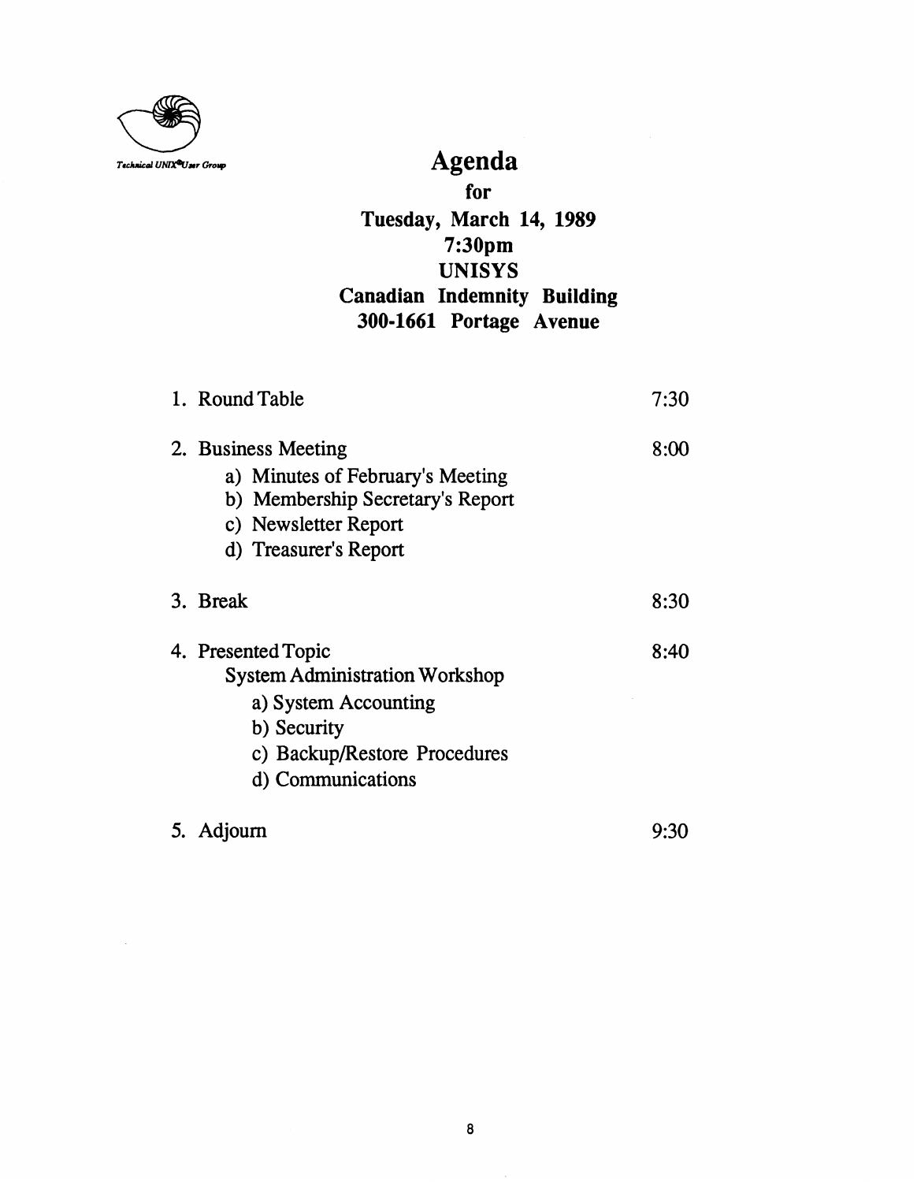*Technical UNIX® User Group*

# Agenda

**for**

**Tuesday, March 14, 1989**

**7:30pm**

**UNISYS**

**Canadian Indemnity Building**

**300-1661 Portage Avenue**

| | |
|---|---|
| 1. Round Table | 7:30 |
| 2. Business Meeting | 8:00 |
| a) Minutes of February's Meeting | |
| b) Membership Secretary's Report | |
| c) Newsletter Report | |
| d) Treasurer's Report | |
| 3. Break | 8:30 |
| 4. Presented Topic | 8:40 |
| System Administration Workshop | |
| a) System Accounting | |
| b) Security | |
| c) Backup/Restore Procedures | |
| d) Communications | |
| 5. Adjourn | 9:30 |